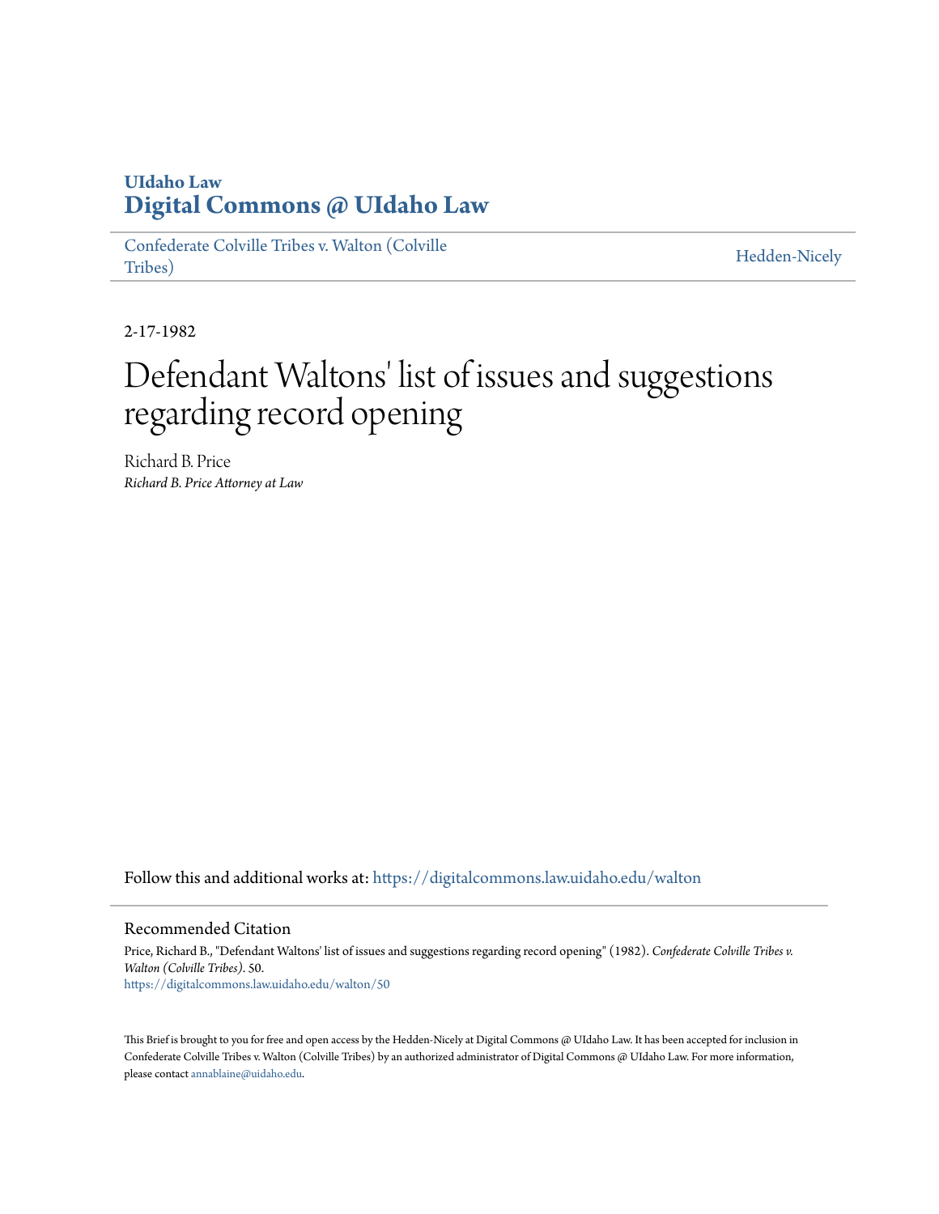# UIdaho Law
# Digital Commons @ UIdaho Law

Confederate Colville Tribes v. Walton (Colville Tribes)

Hedden-Nicely

2-17-1982

# Defendant Waltons' list of issues and suggestions regarding record opening

Richard B. Price

*Richard B. Price Attorney at Law*

Follow this and additional works at: https://digitalcommons.law.uidaho.edu/walton

## Recommended Citation

Price, Richard B., "Defendant Waltons' list of issues and suggestions regarding record opening" (1982). *Confederate Colville Tribes v. Walton (Colville Tribes)*. 50.
https://digitalcommons.law.uidaho.edu/walton/50

This Brief is brought to you for free and open access by the Hedden-Nicely at Digital Commons @ UIdaho Law. It has been accepted for inclusion in Confederate Colville Tribes v. Walton (Colville Tribes) by an authorized administrator of Digital Commons @ UIdaho Law. For more information, please contact annablaine@uidaho.edu.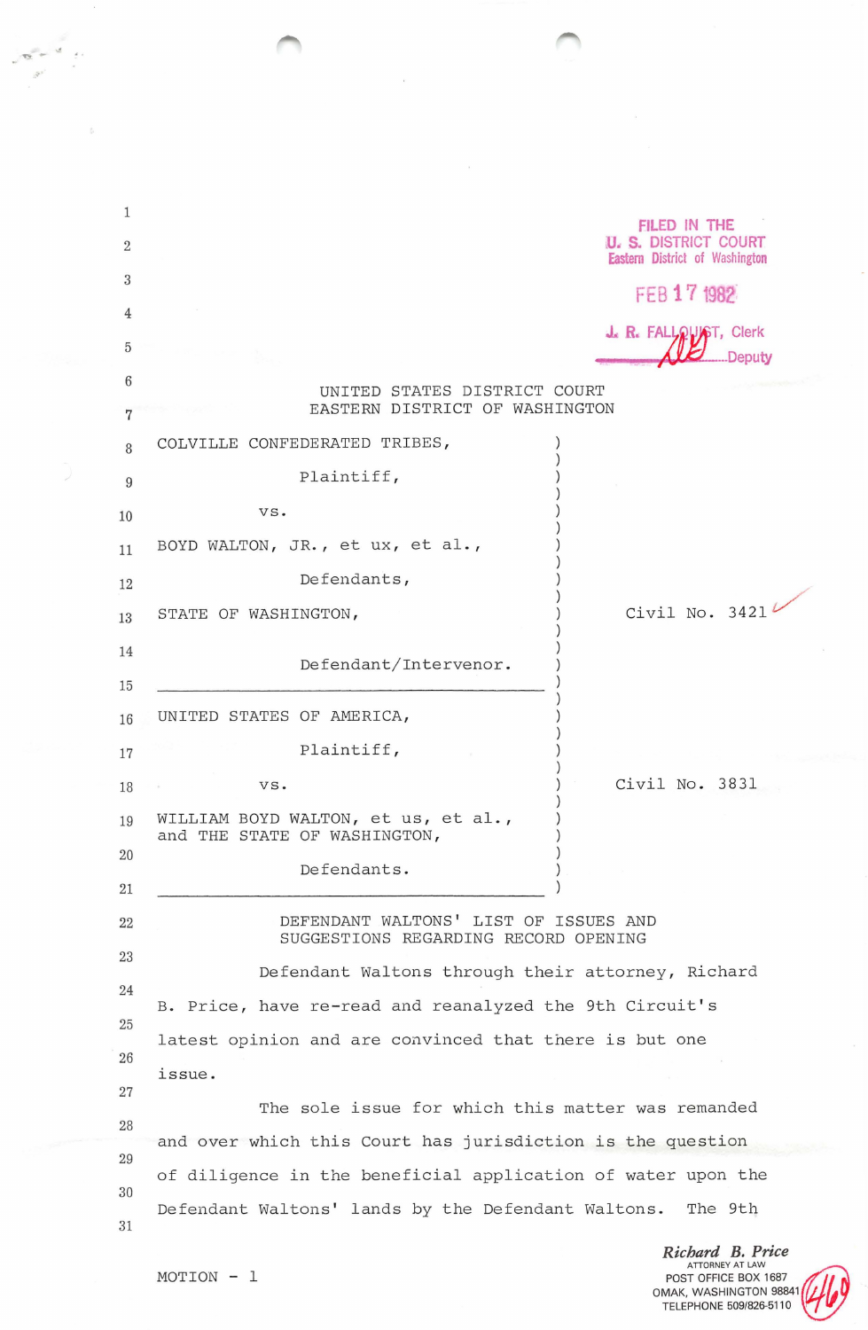FILED IN THE U. S. DISTRICT COURT Eastern District of Washington

FEB 17 1982

J. R. FALLQUIST, Clerk
Deputy

UNITED STATES DISTRICT COURT
EASTERN DISTRICT OF WASHINGTON

| | |
|---|---|
| COLVILLE CONFEDERATED TRIBES,<br><br>Plaintiff,<br><br>vs.<br><br>BOYD WALTON, JR., et ux, et al.,<br><br>Defendants,<br><br>STATE OF WASHINGTON,<br><br>Defendant/Intervenor. | Civil No. 3421 |
| UNITED STATES OF AMERICA,<br><br>Plaintiff,<br><br>vs.<br><br>WILLIAM BOYD WALTON, et us, et al.,<br>and THE STATE OF WASHINGTON,<br><br>Defendants. | Civil No. 3831 |

## DEFENDANT WALTONS' LIST OF ISSUES AND SUGGESTIONS REGARDING RECORD OPENING

Defendant Waltons through their attorney, Richard B. Price, have re-read and reanalyzed the 9th Circuit's latest opinion and are convinced that there is but one issue.

The sole issue for which this matter was remanded and over which this Court has jurisdiction is the question of diligence in the beneficial application of water upon the Defendant Waltons' lands by the Defendant Waltons. The 9th

MOTION - 1

Richard B. Price
ATTORNEY AT LAW
POST OFFICE BOX 1687
OMAK, WASHINGTON 98841
TELEPHONE 509/826-5110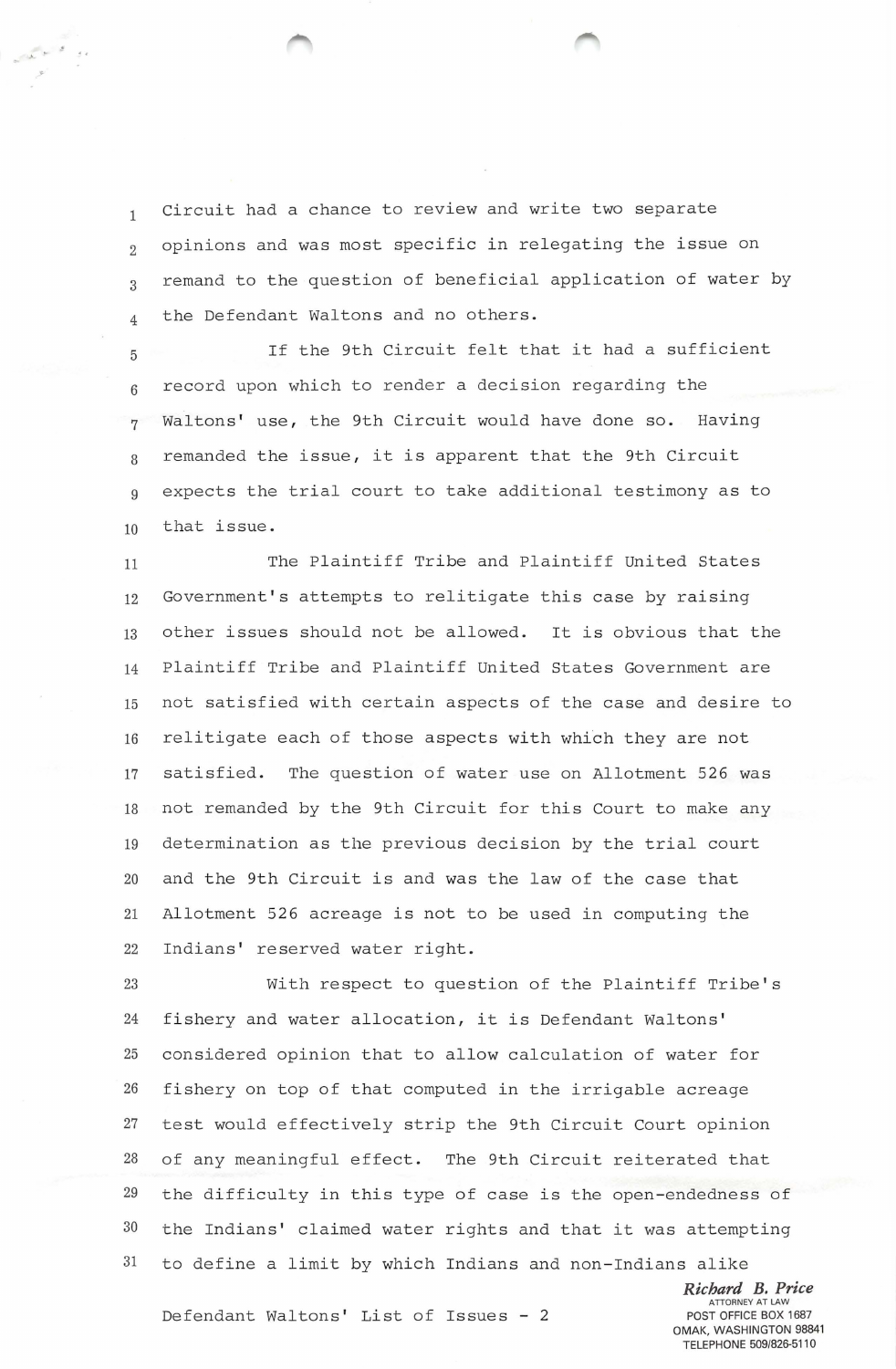Circuit had a chance to review and write two separate opinions and was most specific in relegating the issue on remand to the question of beneficial application of water by the Defendant Waltons and no others.

If the 9th Circuit felt that it had a sufficient record upon which to render a decision regarding the Waltons' use, the 9th Circuit would have done so. Having remanded the issue, it is apparent that the 9th Circuit expects the trial court to take additional testimony as to that issue.

The Plaintiff Tribe and Plaintiff United States Government's attempts to relitigate this case by raising other issues should not be allowed. It is obvious that the Plaintiff Tribe and Plaintiff United States Government are not satisfied with certain aspects of the case and desire to relitigate each of those aspects with which they are not satisfied. The question of water use on Allotment 526 was not remanded by the 9th Circuit for this Court to make any determination as the previous decision by the trial court and the 9th Circuit is and was the law of the case that Allotment 526 acreage is not to be used in computing the Indians' reserved water right.

With respect to question of the Plaintiff Tribe's fishery and water allocation, it is Defendant Waltons' considered opinion that to allow calculation of water for fishery on top of that computed in the irrigable acreage test would effectively strip the 9th Circuit Court opinion of any meaningful effect. The 9th Circuit reiterated that the difficulty in this type of case is the open-endedness of the Indians' claimed water rights and that it was attempting to define a limit by which Indians and non-Indians alike

Defendant Waltons' List of Issues - 2

*Richard B. Price*
ATTORNEY AT LAW
POST OFFICE BOX 1687
OMAK, WASHINGTON 98841
TELEPHONE 509/826-5110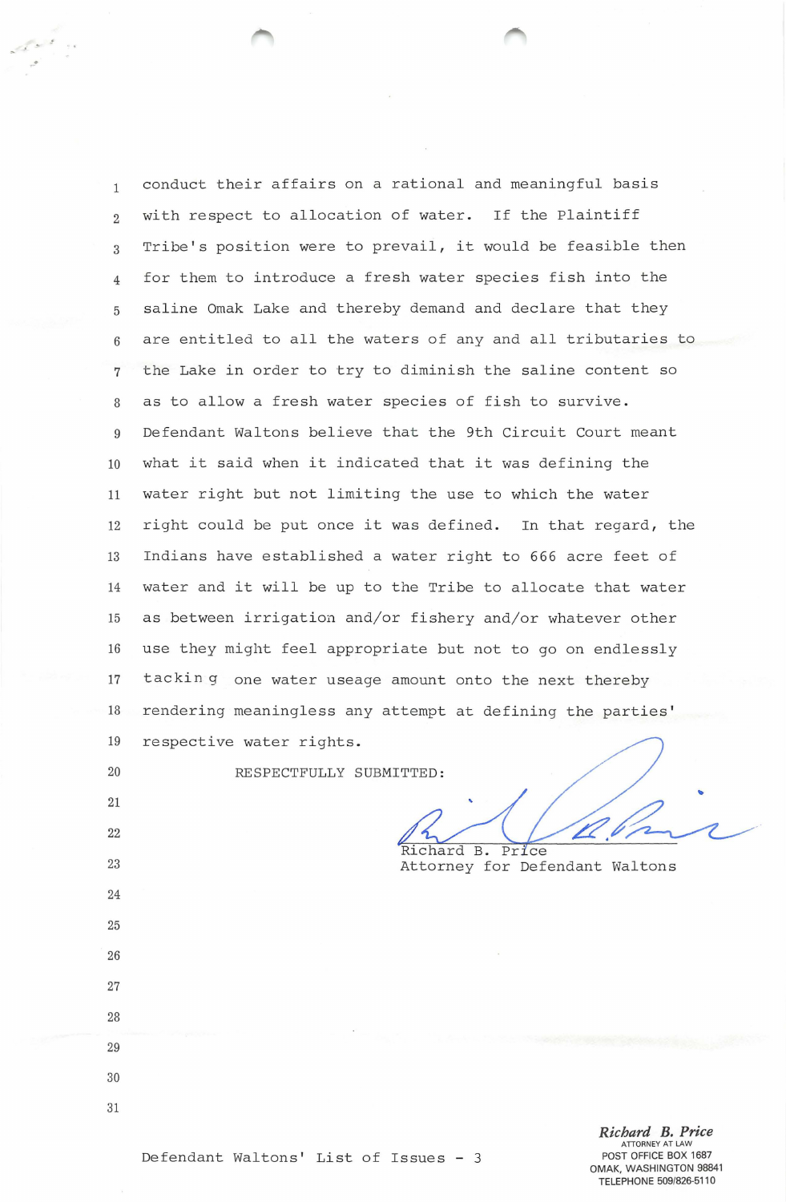conduct their affairs on a rational and meaningful basis with respect to allocation of water. If the Plaintiff Tribe's position were to prevail, it would be feasible then for them to introduce a fresh water species fish into the saline Omak Lake and thereby demand and declare that they are entitled to all the waters of any and all tributaries to the Lake in order to try to diminish the saline content so as to allow a fresh water species of fish to survive. Defendant Waltons believe that the 9th Circuit Court meant what it said when it indicated that it was defining the water right but not limiting the use to which the water right could be put once it was defined. In that regard, the Indians have established a water right to 666 acre feet of water and it will be up to the Tribe to allocate that water as between irrigation and/or fishery and/or whatever other use they might feel appropriate but not to go on endlessly tacking one water useage amount onto the next thereby rendering meaningless any attempt at defining the parties' respective water rights.

RESPECTFULLY SUBMITTED:

Richard B. Price
Attorney for Defendant Waltons

Defendant Waltons' List of Issues - 3

*Richard B. Price*
ATTORNEY AT LAW
POST OFFICE BOX 1687
OMAK, WASHINGTON 98841
TELEPHONE 509/826-5110